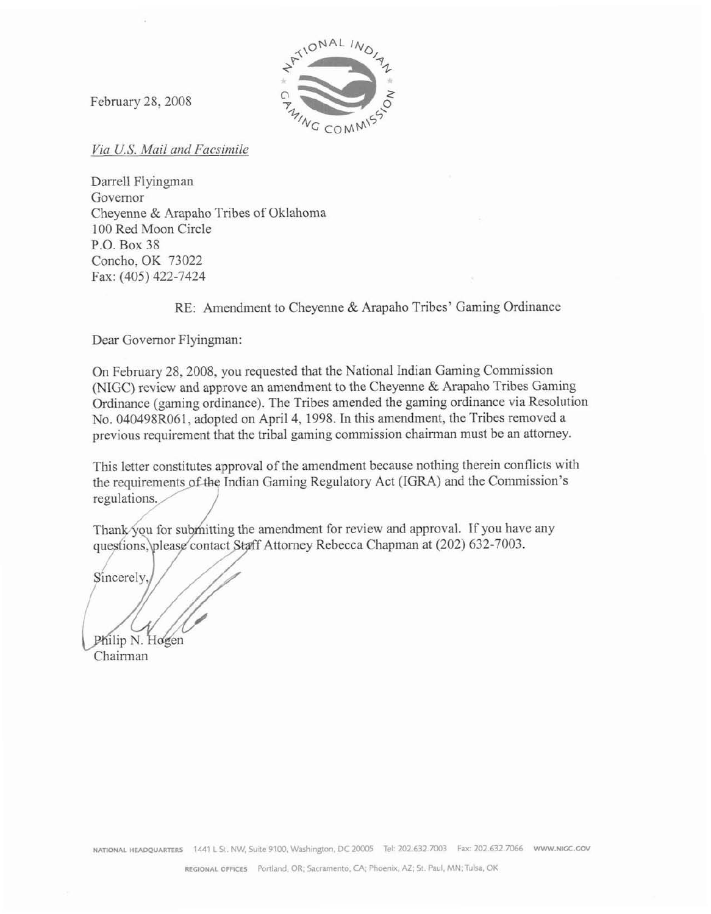February 28, 2008

*Via U.S. Mail and Facsimile*

Darrell Flyingman
Governor
Cheyenne & Arapaho Tribes of Oklahoma
100 Red Moon Circle
P.O. Box 38
Concho, OK 73022
Fax: (405) 422-7424

RE: Amendment to Cheyenne & Arapaho Tribes' Gaming Ordinance

Dear Governor Flyingman:

On February 28, 2008, you requested that the National Indian Gaming Commission (NIGC) review and approve an amendment to the Cheyenne & Arapaho Tribes Gaming Ordinance (gaming ordinance). The Tribes amended the gaming ordinance via Resolution No. 040498R061, adopted on April 4, 1998. In this amendment, the Tribes removed a previous requirement that the tribal gaming commission chairman must be an attorney.

This letter constitutes approval of the amendment because nothing therein conflicts with the requirements of the Indian Gaming Regulatory Act (IGRA) and the Commission's regulations.

Thank you for submitting the amendment for review and approval. If you have any questions, please contact Staff Attorney Rebecca Chapman at (202) 632-7003.

Sincerely,

Philip N. Hogen
Chairman

NATIONAL HEADQUARTERS 1441 L St. NW, Suite 9100, Washington, DC 20005 Tel: 202.632.7003 Fax: 202.632.7066 WWW.NIGC.GOV

REGIONAL OFFICES Portland, OR; Sacramento, CA; Phoenix, AZ; St. Paul, MN; Tulsa, OK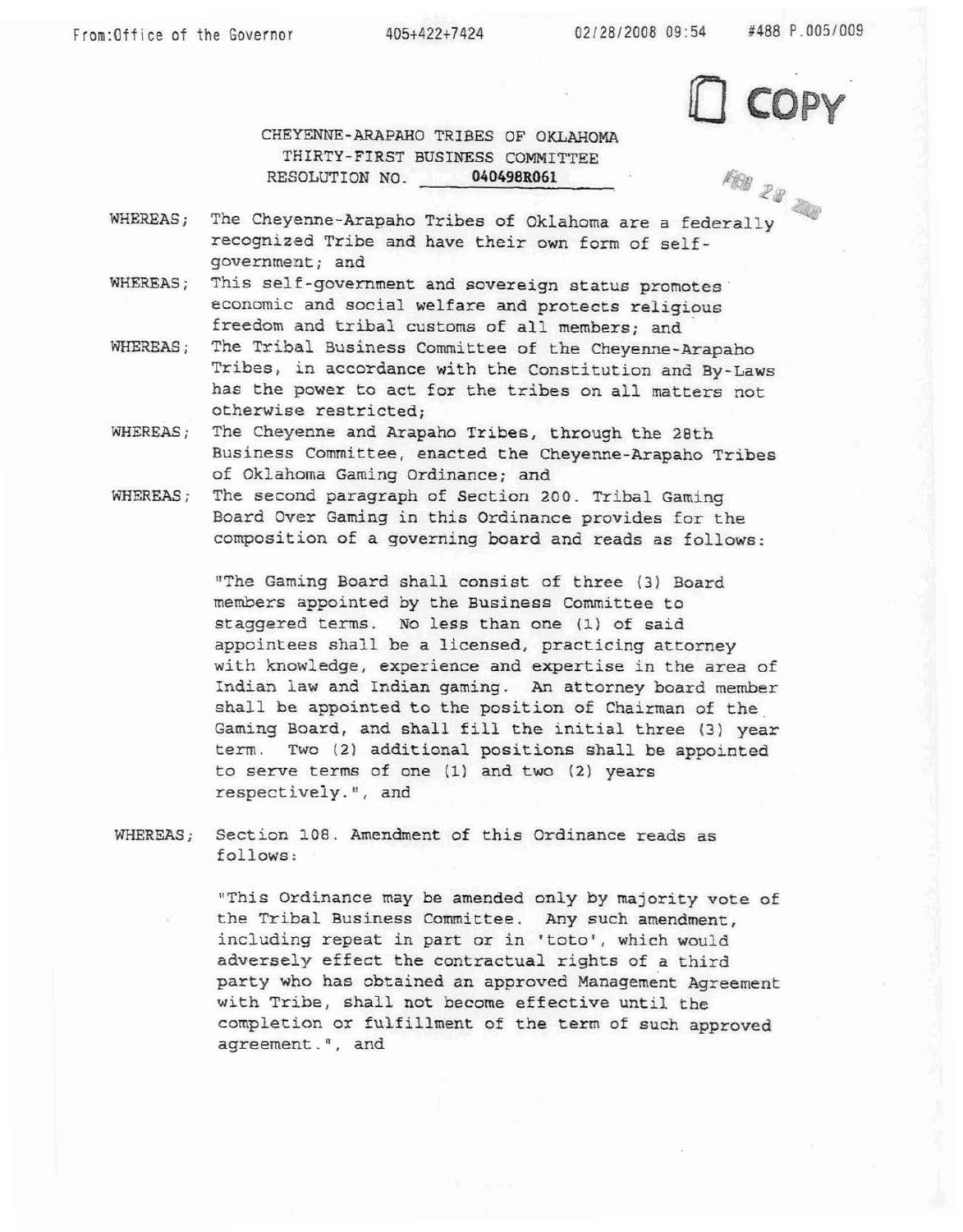CHEYENNE-ARAPAHO TRIBES OF OKLAHOMA
THIRTY-FIRST BUSINESS COMMITTEE
RESOLUTION NO. **040498R061**

WHEREAS; The Cheyenne-Arapaho Tribes of Oklahoma are a federally recognized Tribe and have their own form of self-government; and

WHEREAS; This self-government and sovereign status promotes economic and social welfare and protects religious freedom and tribal customs of all members; and

WHEREAS; The Tribal Business Committee of the Cheyenne-Arapaho Tribes, in accordance with the Constitution and By-Laws has the power to act for the tribes on all matters not otherwise restricted;

WHEREAS; The Cheyenne and Arapaho Tribes, through the 28th Business Committee, enacted the Cheyenne-Arapaho Tribes of Oklahoma Gaming Ordinance; and

WHEREAS; The second paragraph of Section 200. Tribal Gaming Board Over Gaming in this Ordinance provides for the composition of a governing board and reads as follows:

> "The Gaming Board shall consist of three (3) Board members appointed by the Business Committee to staggered terms. No less than one (1) of said appointees shall be a licensed, practicing attorney with knowledge, experience and expertise in the area of Indian law and Indian gaming. An attorney board member shall be appointed to the position of Chairman of the Gaming Board, and shall fill the initial three (3) year term. Two (2) additional positions shall be appointed to serve terms of one (1) and two (2) years respectively.", and

WHEREAS; Section 108. Amendment of this Ordinance reads as follows:

> "This Ordinance may be amended only by majority vote of the Tribal Business Committee. Any such amendment, including repeat in part or in 'toto', which would adversely effect the contractual rights of a third party who has obtained an approved Management Agreement with Tribe, shall not become effective until the completion or fulfillment of the term of such approved agreement.", and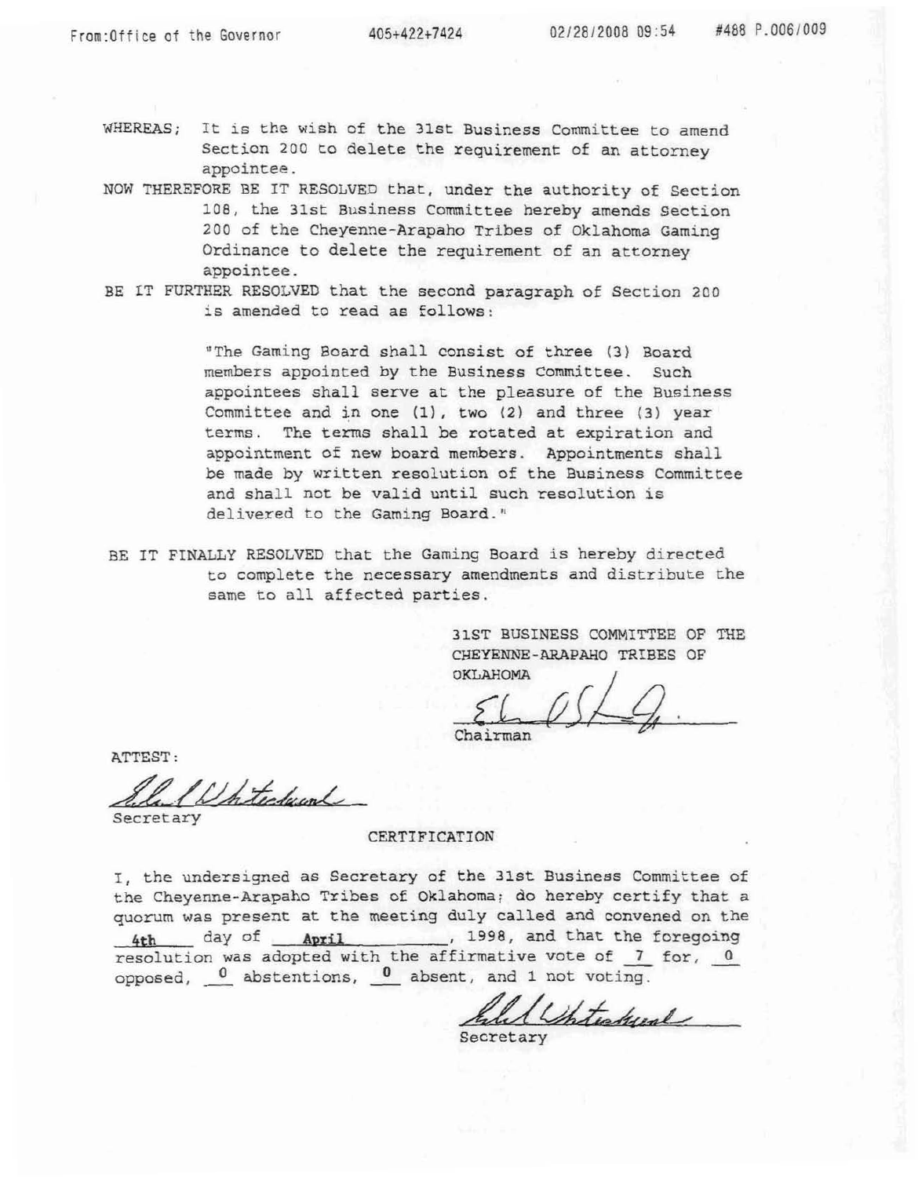WHEREAS; It is the wish of the 31st Business Committee to amend Section 200 to delete the requirement of an attorney appointee.

NOW THEREFORE BE IT RESOLVED that, under the authority of Section 108, the 31st Business Committee hereby amends Section 200 of the Cheyenne-Arapaho Tribes of Oklahoma Gaming Ordinance to delete the requirement of an attorney appointee.

BE IT FURTHER RESOLVED that the second paragraph of Section 200 is amended to read as follows:

> "The Gaming Board shall consist of three (3) Board members appointed by the Business Committee. Such appointees shall serve at the pleasure of the Business Committee and in one (1), two (2) and three (3) year terms. The terms shall be rotated at expiration and appointment of new board members. Appointments shall be made by written resolution of the Business Committee and shall not be valid until such resolution is delivered to the Gaming Board."

BE IT FINALLY RESOLVED that the Gaming Board is hereby directed to complete the necessary amendments and distribute the same to all affected parties.

31ST BUSINESS COMMITTEE OF THE CHEYENNE-ARAPAHO TRIBES OF OKLAHOMA

Chairman

ATTEST:

Secretary

## CERTIFICATION

I, the undersigned as Secretary of the 31st Business Committee of the Cheyenne-Arapaho Tribes of Oklahoma; do hereby certify that a quorum was present at the meeting duly called and convened on the 4th day of April, 1998, and that the foregoing resolution was adopted with the affirmative vote of 7 for, 0 opposed, 0 abstentions, 0 absent, and 1 not voting.

Secretary